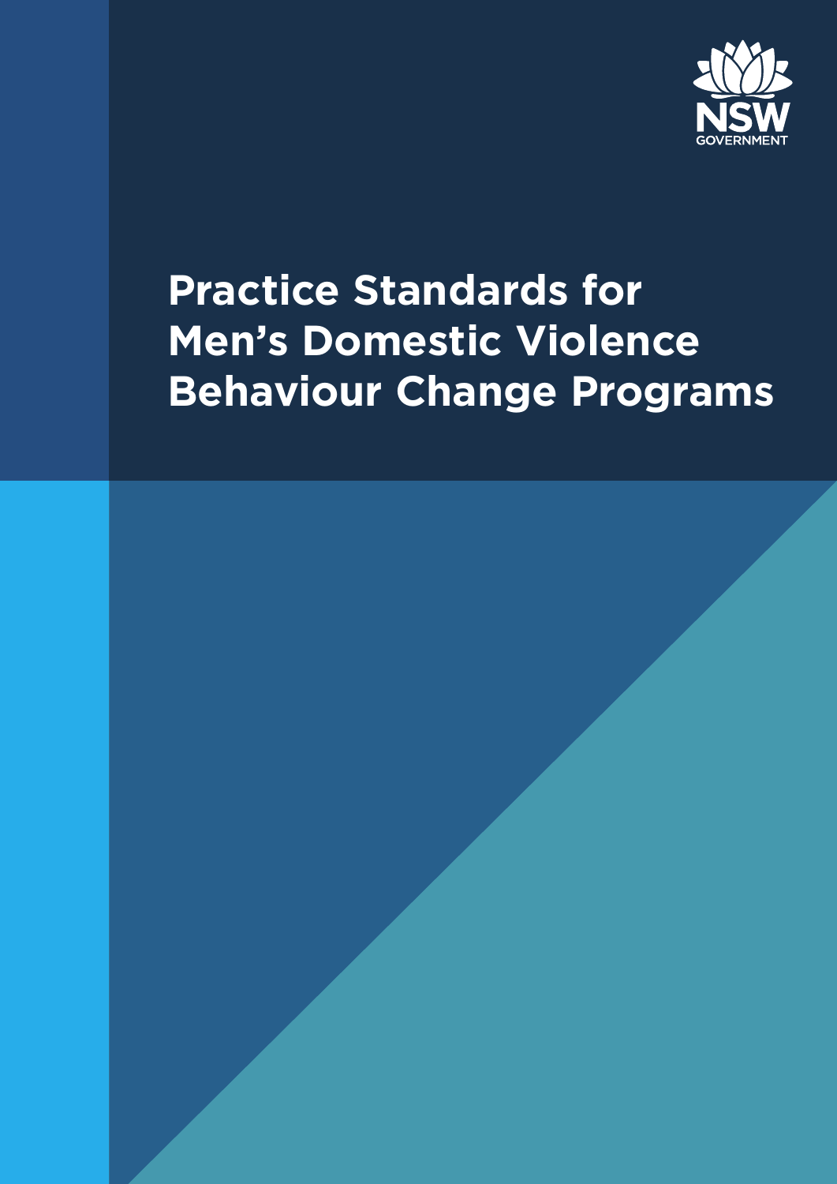NSW GOVERNMENT

# Practice Standards for Men's Domestic Violence Behaviour Change Programs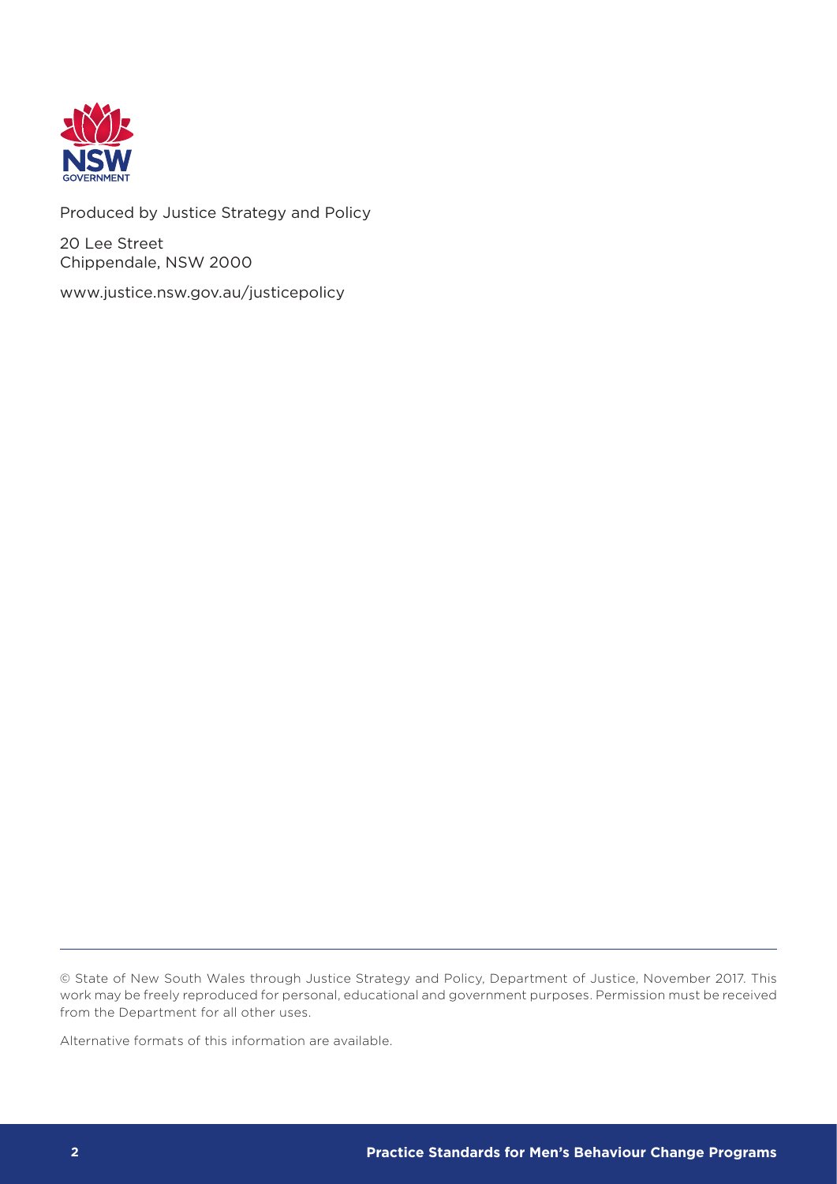Produced by Justice Strategy and Policy

20 Lee Street
Chippendale, NSW 2000

www.justice.nsw.gov.au/justicepolicy

© State of New South Wales through Justice Strategy and Policy, Department of Justice, November 2017. This work may be freely reproduced for personal, educational and government purposes. Permission must be received from the Department for all other uses.

Alternative formats of this information are available.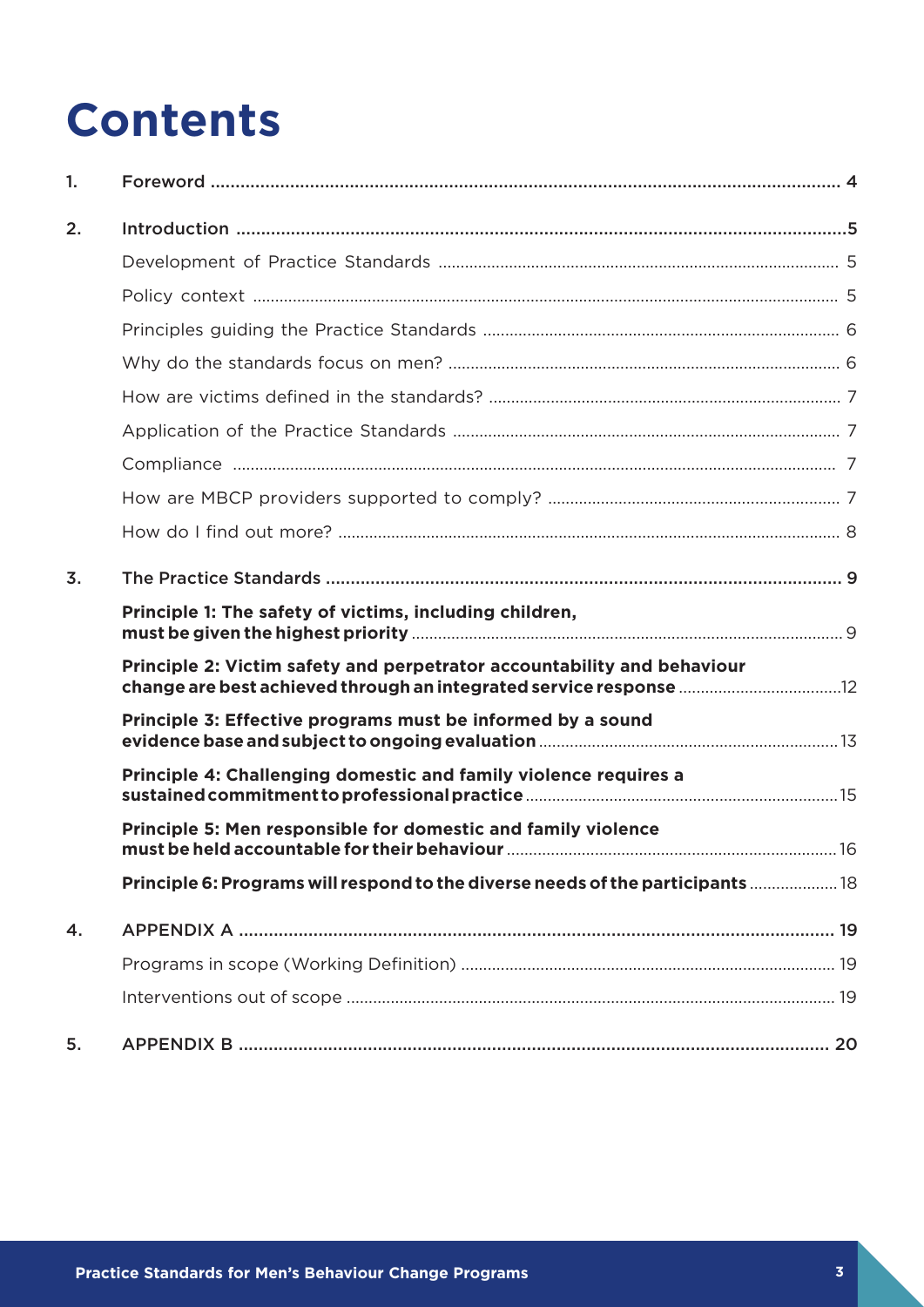# Contents

1. Foreword ........................................................................................................................ 4

2. Introduction ...................................................................................................................5

   Development of Practice Standards .......................................................................... 5

   Policy context ..................................................................................................................... 5

   Principles guiding the Practice Standards ................................................................ 6

   Why do the standards focus on men? ........................................................................ 6

   How are victims defined in the standards? ............................................................... 7

   Application of the Practice Standards ....................................................................... 7

   Compliance ........................................................................................................................ 7

   How are MBCP providers supported to comply? ................................................. 7

   How do I find out more? ................................................................................................. 8

3. The Practice Standards ............................................................................................. 9

   **Principle 1: The safety of victims, including children, must be given the highest priority** ........ 9

   **Principle 2: Victim safety and perpetrator accountability and behaviour change are best achieved through an integrated service response** ........ 12

   **Principle 3: Effective programs must be informed by a sound evidence base and subject to ongoing evaluation** ........ 13

   **Principle 4: Challenging domestic and family violence requires a sustained commitment to professional practice** ........ 15

   **Principle 5: Men responsible for domestic and family violence must be held accountable for their behaviour** ........ 16

   **Principle 6: Programs will respond to the diverse needs of the participants** ........ 18

4. APPENDIX A ................................................................................................................. 19

   Programs in scope (Working Definition) .................................................................... 19

   Interventions out of scope ............................................................................................. 19

5. APPENDIX B ................................................................................................................. 20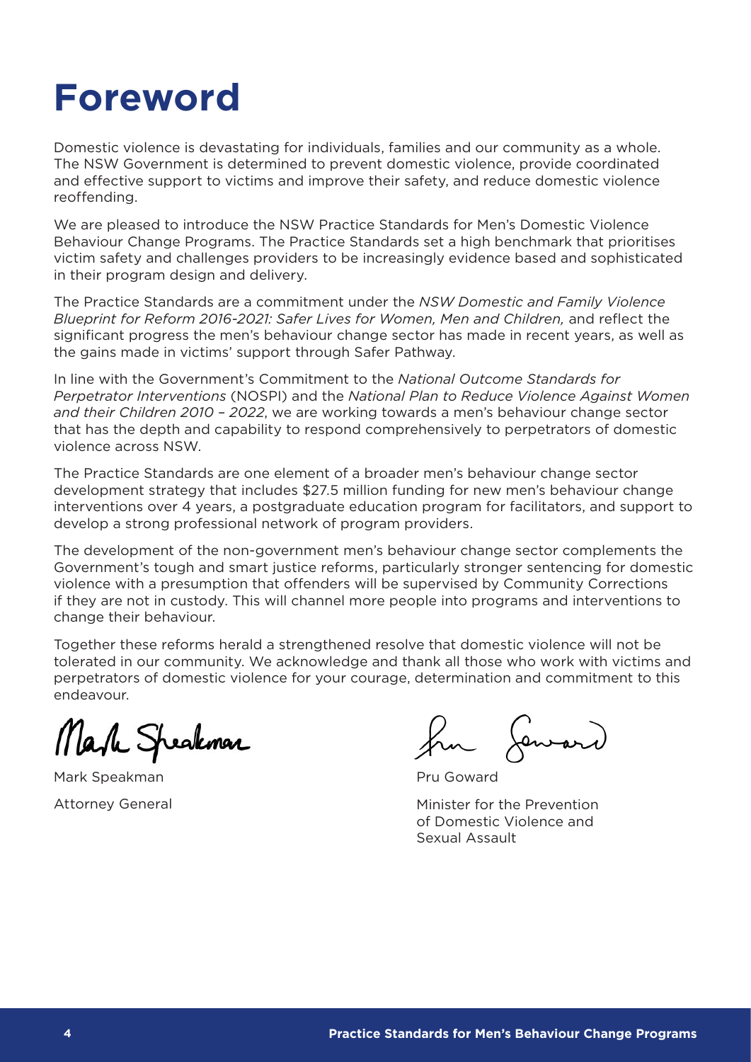# Foreword

Domestic violence is devastating for individuals, families and our community as a whole. The NSW Government is determined to prevent domestic violence, provide coordinated and effective support to victims and improve their safety, and reduce domestic violence reoffending.

We are pleased to introduce the NSW Practice Standards for Men's Domestic Violence Behaviour Change Programs. The Practice Standards set a high benchmark that prioritises victim safety and challenges providers to be increasingly evidence based and sophisticated in their program design and delivery.

The Practice Standards are a commitment under the *NSW Domestic and Family Violence Blueprint for Reform 2016-2021: Safer Lives for Women, Men and Children,* and reflect the significant progress the men's behaviour change sector has made in recent years, as well as the gains made in victims' support through Safer Pathway.

In line with the Government's Commitment to the *National Outcome Standards for Perpetrator Interventions* (NOSPI) and the *National Plan to Reduce Violence Against Women and their Children 2010 – 2022*, we are working towards a men's behaviour change sector that has the depth and capability to respond comprehensively to perpetrators of domestic violence across NSW.

The Practice Standards are one element of a broader men's behaviour change sector development strategy that includes $27.5 million funding for new men's behaviour change interventions over 4 years, a postgraduate education program for facilitators, and support to develop a strong professional network of program providers.

The development of the non-government men's behaviour change sector complements the Government's tough and smart justice reforms, particularly stronger sentencing for domestic violence with a presumption that offenders will be supervised by Community Corrections if they are not in custody. This will channel more people into programs and interventions to change their behaviour.

Together these reforms herald a strengthened resolve that domestic violence will not be tolerated in our community. We acknowledge and thank all those who work with victims and perpetrators of domestic violence for your courage, determination and commitment to this endeavour.

Mark Speakman
Attorney General

Pru Goward
Minister for the Prevention of Domestic Violence and Sexual Assault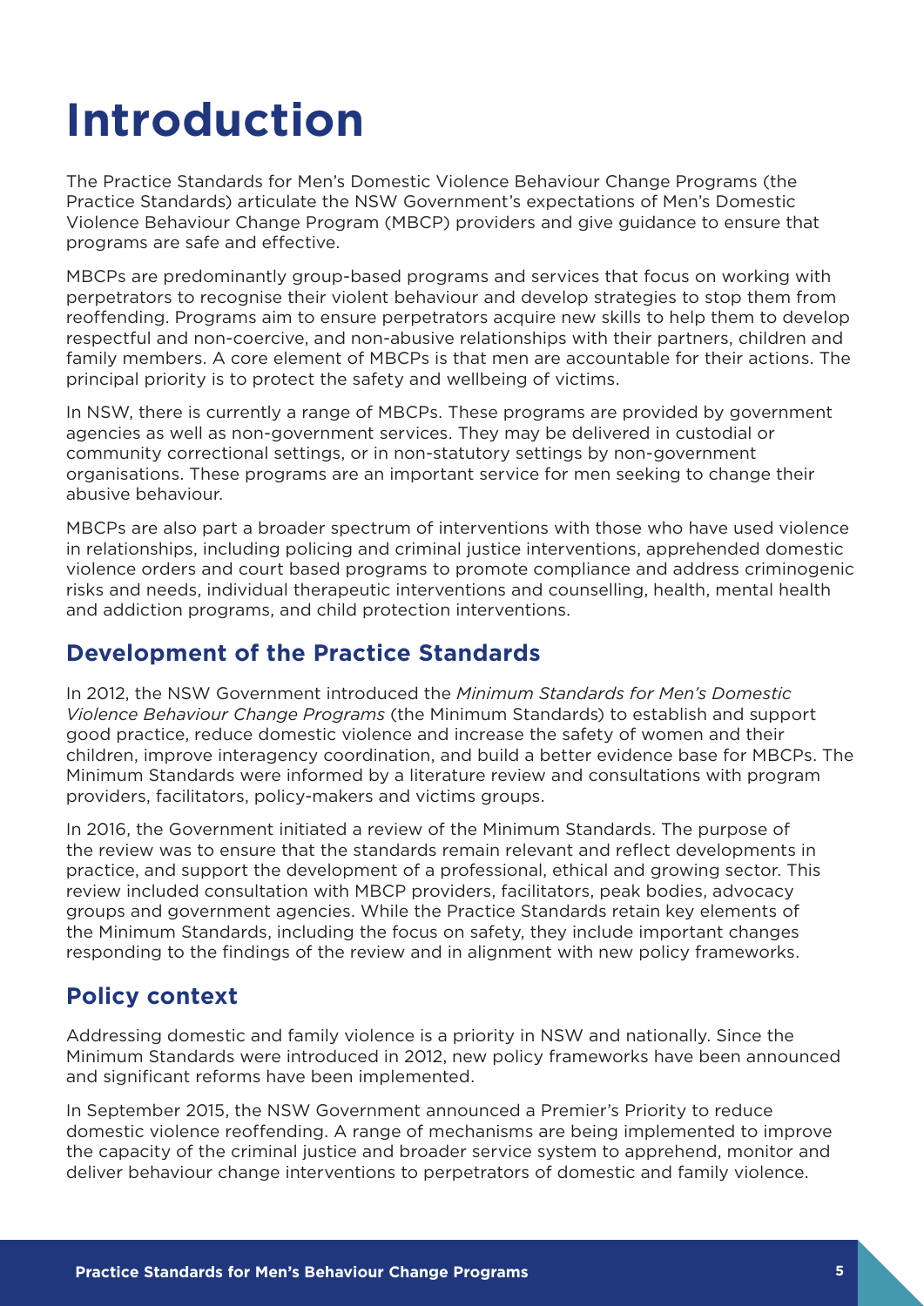# Introduction

The Practice Standards for Men's Domestic Violence Behaviour Change Programs (the Practice Standards) articulate the NSW Government's expectations of Men's Domestic Violence Behaviour Change Program (MBCP) providers and give guidance to ensure that programs are safe and effective.

MBCPs are predominantly group-based programs and services that focus on working with perpetrators to recognise their violent behaviour and develop strategies to stop them from reoffending. Programs aim to ensure perpetrators acquire new skills to help them to develop respectful and non-coercive, and non-abusive relationships with their partners, children and family members. A core element of MBCPs is that men are accountable for their actions. The principal priority is to protect the safety and wellbeing of victims.

In NSW, there is currently a range of MBCPs. These programs are provided by government agencies as well as non-government services. They may be delivered in custodial or community correctional settings, or in non-statutory settings by non-government organisations. These programs are an important service for men seeking to change their abusive behaviour.

MBCPs are also part a broader spectrum of interventions with those who have used violence in relationships, including policing and criminal justice interventions, apprehended domestic violence orders and court based programs to promote compliance and address criminogenic risks and needs, individual therapeutic interventions and counselling, health, mental health and addiction programs, and child protection interventions.

## Development of the Practice Standards

In 2012, the NSW Government introduced the *Minimum Standards for Men's Domestic Violence Behaviour Change Programs* (the Minimum Standards) to establish and support good practice, reduce domestic violence and increase the safety of women and their children, improve interagency coordination, and build a better evidence base for MBCPs. The Minimum Standards were informed by a literature review and consultations with program providers, facilitators, policy-makers and victims groups.

In 2016, the Government initiated a review of the Minimum Standards. The purpose of the review was to ensure that the standards remain relevant and reflect developments in practice, and support the development of a professional, ethical and growing sector. This review included consultation with MBCP providers, facilitators, peak bodies, advocacy groups and government agencies. While the Practice Standards retain key elements of the Minimum Standards, including the focus on safety, they include important changes responding to the findings of the review and in alignment with new policy frameworks.

## Policy context

Addressing domestic and family violence is a priority in NSW and nationally. Since the Minimum Standards were introduced in 2012, new policy frameworks have been announced and significant reforms have been implemented.

In September 2015, the NSW Government announced a Premier's Priority to reduce domestic violence reoffending. A range of mechanisms are being implemented to improve the capacity of the criminal justice and broader service system to apprehend, monitor and deliver behaviour change interventions to perpetrators of domestic and family violence.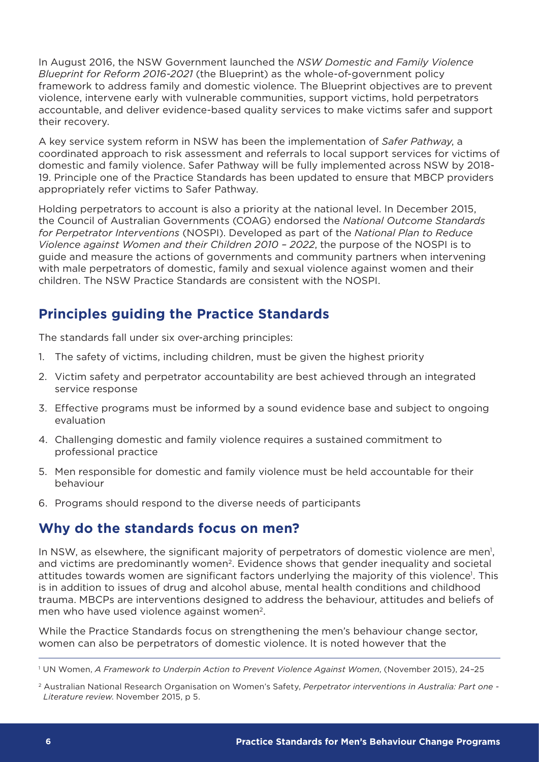In August 2016, the NSW Government launched the *NSW Domestic and Family Violence Blueprint for Reform 2016-2021* (the Blueprint) as the whole-of-government policy framework to address family and domestic violence. The Blueprint objectives are to prevent violence, intervene early with vulnerable communities, support victims, hold perpetrators accountable, and deliver evidence-based quality services to make victims safer and support their recovery.

A key service system reform in NSW has been the implementation of *Safer Pathway*, a coordinated approach to risk assessment and referrals to local support services for victims of domestic and family violence. Safer Pathway will be fully implemented across NSW by 2018-19. Principle one of the Practice Standards has been updated to ensure that MBCP providers appropriately refer victims to Safer Pathway.

Holding perpetrators to account is also a priority at the national level. In December 2015, the Council of Australian Governments (COAG) endorsed the *National Outcome Standards for Perpetrator Interventions* (NOSPI). Developed as part of the *National Plan to Reduce Violence against Women and their Children 2010 – 2022*, the purpose of the NOSPI is to guide and measure the actions of governments and community partners when intervening with male perpetrators of domestic, family and sexual violence against women and their children. The NSW Practice Standards are consistent with the NOSPI.

## Principles guiding the Practice Standards

The standards fall under six over-arching principles:

1. The safety of victims, including children, must be given the highest priority
2. Victim safety and perpetrator accountability are best achieved through an integrated service response
3. Effective programs must be informed by a sound evidence base and subject to ongoing evaluation
4. Challenging domestic and family violence requires a sustained commitment to professional practice
5. Men responsible for domestic and family violence must be held accountable for their behaviour
6. Programs should respond to the diverse needs of participants

## Why do the standards focus on men?

In NSW, as elsewhere, the significant majority of perpetrators of domestic violence are men[1], and victims are predominantly women[2]. Evidence shows that gender inequality and societal attitudes towards women are significant factors underlying the majority of this violence[1]. This is in addition to issues of drug and alcohol abuse, mental health conditions and childhood trauma. MBCPs are interventions designed to address the behaviour, attitudes and beliefs of men who have used violence against women[2].

While the Practice Standards focus on strengthening the men's behaviour change sector, women can also be perpetrators of domestic violence. It is noted however that the

---

[1] UN Women, *A Framework to Underpin Action to Prevent Violence Against Women*, (November 2015), 24–25

[2] Australian National Research Organisation on Women's Safety, *Perpetrator interventions in Australia: Part one - Literature review*. November 2015, p 5.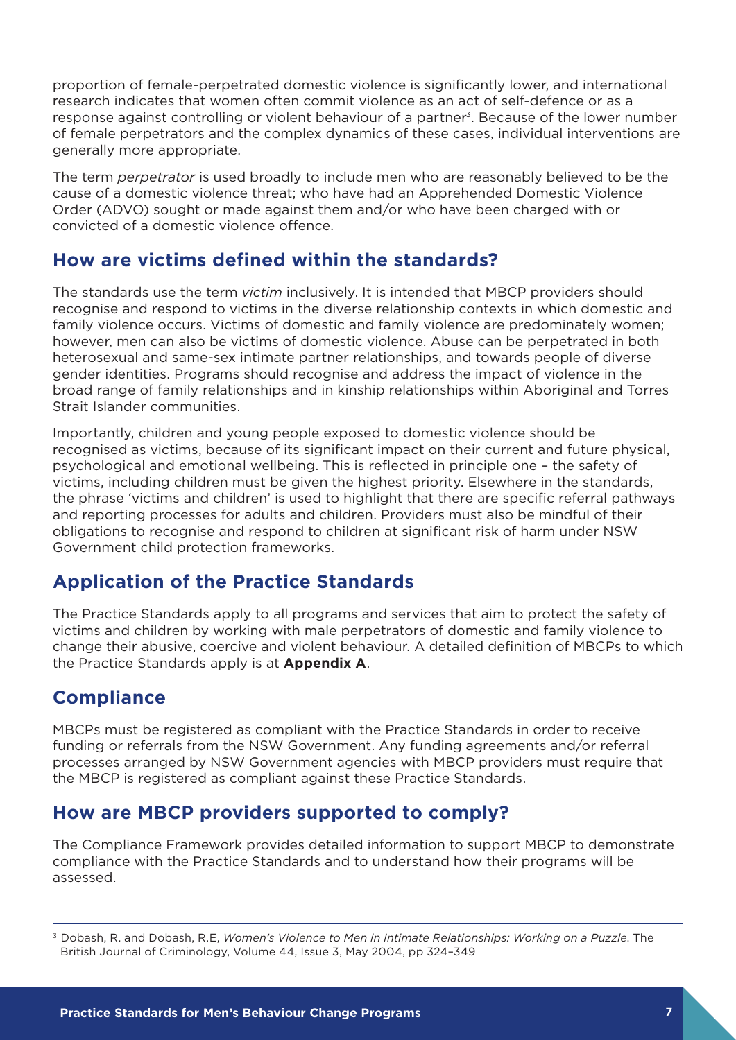proportion of female-perpetrated domestic violence is significantly lower, and international research indicates that women often commit violence as an act of self-defence or as a response against controlling or violent behaviour of a partner[3]. Because of the lower number of female perpetrators and the complex dynamics of these cases, individual interventions are generally more appropriate.

The term *perpetrator* is used broadly to include men who are reasonably believed to be the cause of a domestic violence threat; who have had an Apprehended Domestic Violence Order (ADVO) sought or made against them and/or who have been charged with or convicted of a domestic violence offence.

## How are victims defined within the standards?

The standards use the term *victim* inclusively. It is intended that MBCP providers should recognise and respond to victims in the diverse relationship contexts in which domestic and family violence occurs. Victims of domestic and family violence are predominately women; however, men can also be victims of domestic violence. Abuse can be perpetrated in both heterosexual and same-sex intimate partner relationships, and towards people of diverse gender identities. Programs should recognise and address the impact of violence in the broad range of family relationships and in kinship relationships within Aboriginal and Torres Strait Islander communities.

Importantly, children and young people exposed to domestic violence should be recognised as victims, because of its significant impact on their current and future physical, psychological and emotional wellbeing. This is reflected in principle one – the safety of victims, including children must be given the highest priority. Elsewhere in the standards, the phrase 'victims and children' is used to highlight that there are specific referral pathways and reporting processes for adults and children. Providers must also be mindful of their obligations to recognise and respond to children at significant risk of harm under NSW Government child protection frameworks.

## Application of the Practice Standards

The Practice Standards apply to all programs and services that aim to protect the safety of victims and children by working with male perpetrators of domestic and family violence to change their abusive, coercive and violent behaviour. A detailed definition of MBCPs to which the Practice Standards apply is at **Appendix A**.

## Compliance

MBCPs must be registered as compliant with the Practice Standards in order to receive funding or referrals from the NSW Government. Any funding agreements and/or referral processes arranged by NSW Government agencies with MBCP providers must require that the MBCP is registered as compliant against these Practice Standards.

## How are MBCP providers supported to comply?

The Compliance Framework provides detailed information to support MBCP to demonstrate compliance with the Practice Standards and to understand how their programs will be assessed.

---

[3] Dobash, R. and Dobash, R.E, *Women's Violence to Men in Intimate Relationships: Working on a Puzzle.* The British Journal of Criminology, Volume 44, Issue 3, May 2004, pp 324–349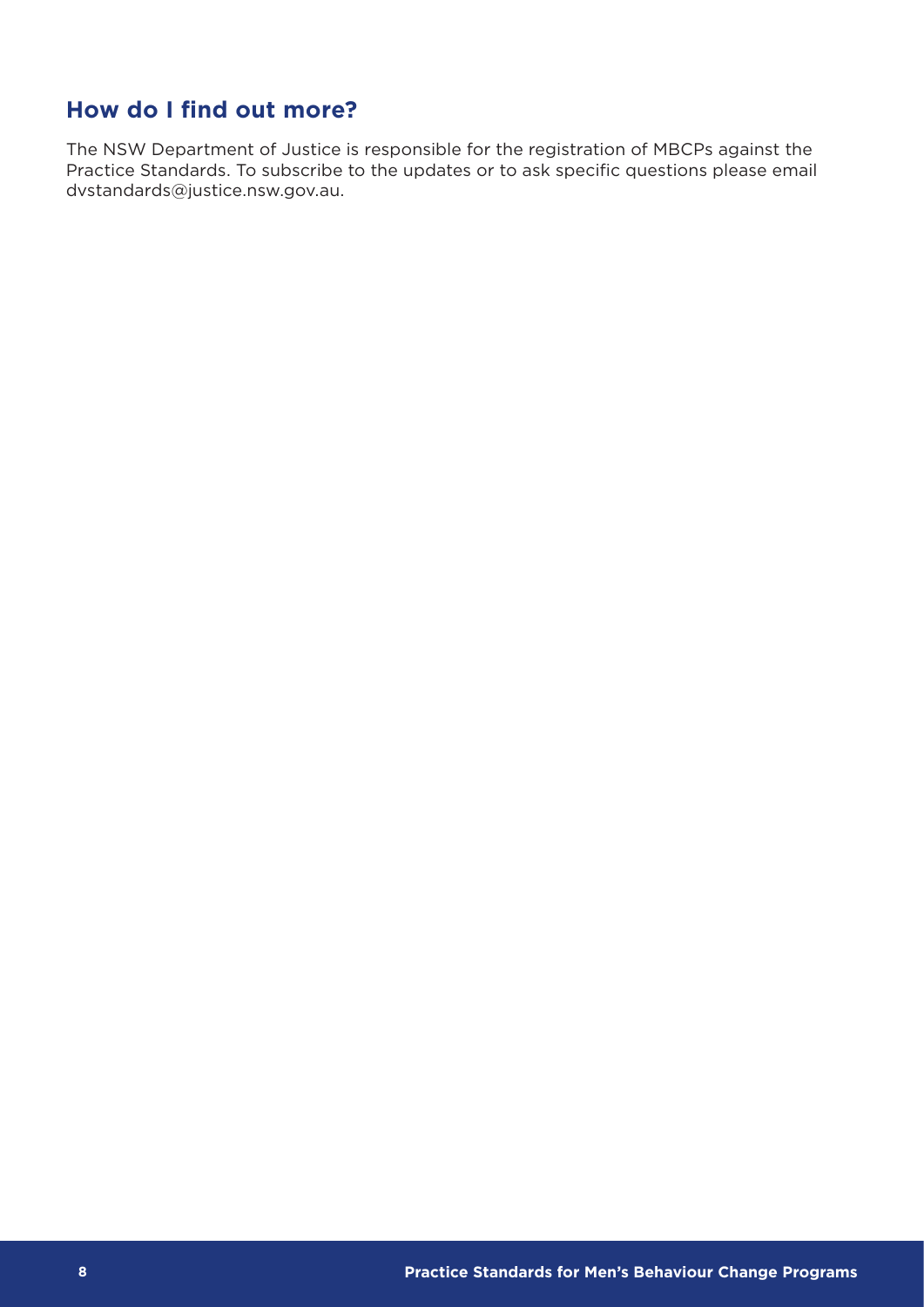## How do I find out more?

The NSW Department of Justice is responsible for the registration of MBCPs against the Practice Standards. To subscribe to the updates or to ask specific questions please email dvstandards@justice.nsw.gov.au.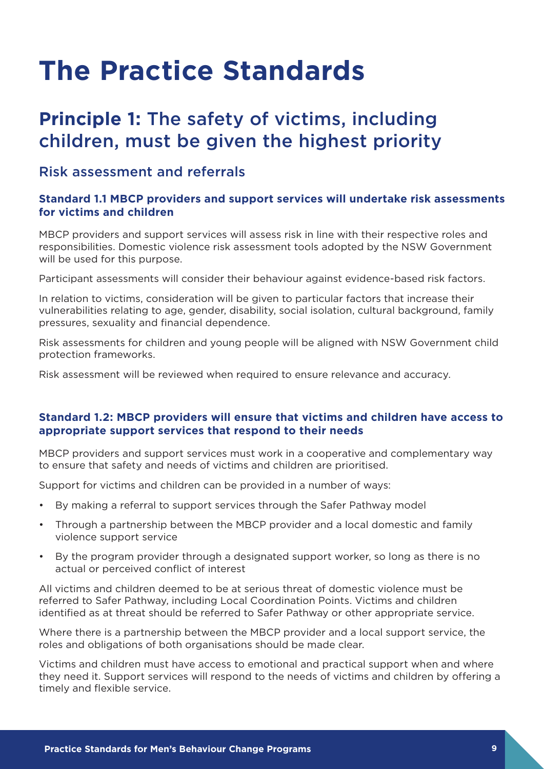# The Practice Standards

## **Principle 1:** The safety of victims, including children, must be given the highest priority

### Risk assessment and referrals

#### Standard 1.1 MBCP providers and support services will undertake risk assessments for victims and children

MBCP providers and support services will assess risk in line with their respective roles and responsibilities. Domestic violence risk assessment tools adopted by the NSW Government will be used for this purpose.

Participant assessments will consider their behaviour against evidence-based risk factors.

In relation to victims, consideration will be given to particular factors that increase their vulnerabilities relating to age, gender, disability, social isolation, cultural background, family pressures, sexuality and financial dependence.

Risk assessments for children and young people will be aligned with NSW Government child protection frameworks.

Risk assessment will be reviewed when required to ensure relevance and accuracy.

#### Standard 1.2: MBCP providers will ensure that victims and children have access to appropriate support services that respond to their needs

MBCP providers and support services must work in a cooperative and complementary way to ensure that safety and needs of victims and children are prioritised.

Support for victims and children can be provided in a number of ways:

- By making a referral to support services through the Safer Pathway model
- Through a partnership between the MBCP provider and a local domestic and family violence support service
- By the program provider through a designated support worker, so long as there is no actual or perceived conflict of interest

All victims and children deemed to be at serious threat of domestic violence must be referred to Safer Pathway, including Local Coordination Points. Victims and children identified as at threat should be referred to Safer Pathway or other appropriate service.

Where there is a partnership between the MBCP provider and a local support service, the roles and obligations of both organisations should be made clear.

Victims and children must have access to emotional and practical support when and where they need it. Support services will respond to the needs of victims and children by offering a timely and flexible service.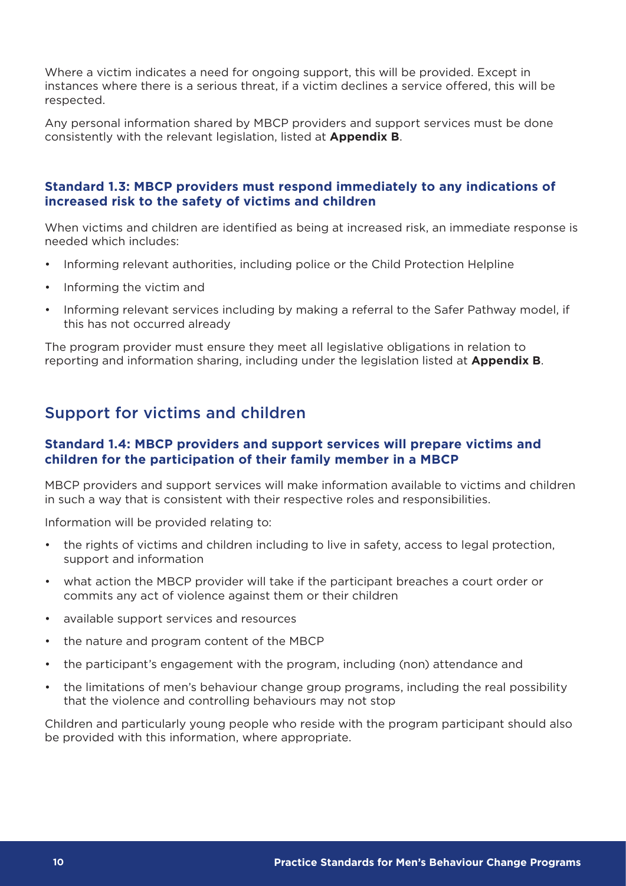Where a victim indicates a need for ongoing support, this will be provided. Except in instances where there is a serious threat, if a victim declines a service offered, this will be respected.

Any personal information shared by MBCP providers and support services must be done consistently with the relevant legislation, listed at **Appendix B**.

### Standard 1.3: MBCP providers must respond immediately to any indications of increased risk to the safety of victims and children

When victims and children are identified as being at increased risk, an immediate response is needed which includes:

- Informing relevant authorities, including police or the Child Protection Helpline
- Informing the victim and
- Informing relevant services including by making a referral to the Safer Pathway model, if this has not occurred already

The program provider must ensure they meet all legislative obligations in relation to reporting and information sharing, including under the legislation listed at **Appendix B**.

## Support for victims and children

### Standard 1.4: MBCP providers and support services will prepare victims and children for the participation of their family member in a MBCP

MBCP providers and support services will make information available to victims and children in such a way that is consistent with their respective roles and responsibilities.

Information will be provided relating to:

- the rights of victims and children including to live in safety, access to legal protection, support and information
- what action the MBCP provider will take if the participant breaches a court order or commits any act of violence against them or their children
- available support services and resources
- the nature and program content of the MBCP
- the participant's engagement with the program, including (non) attendance and
- the limitations of men's behaviour change group programs, including the real possibility that the violence and controlling behaviours may not stop

Children and particularly young people who reside with the program participant should also be provided with this information, where appropriate.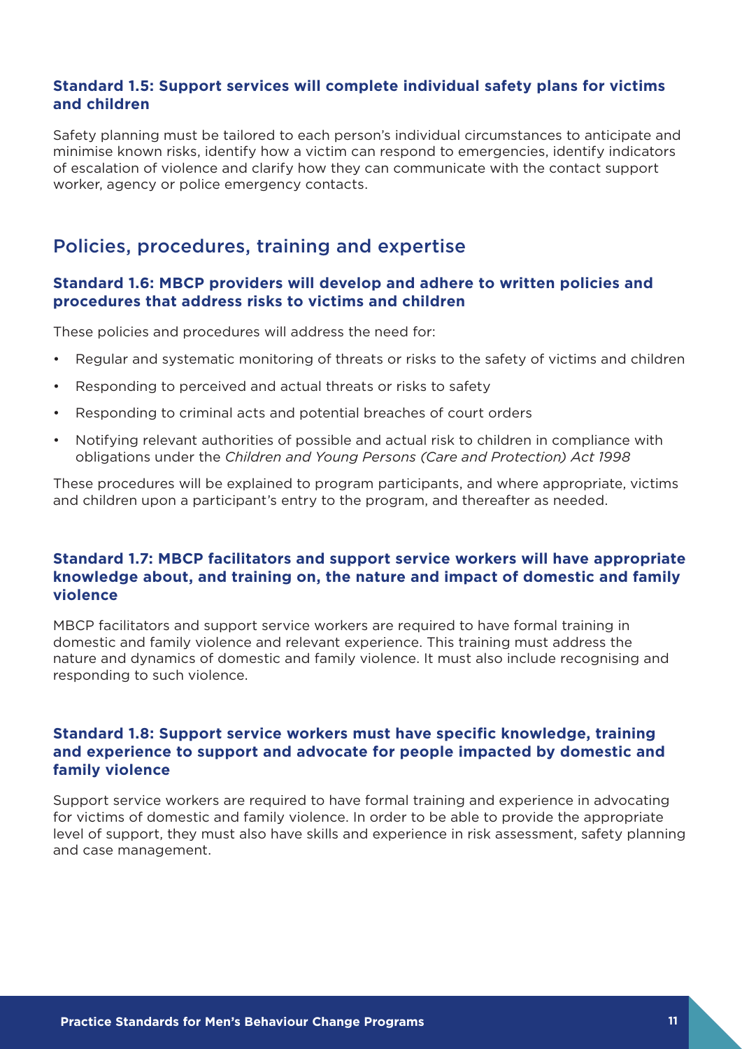### Standard 1.5: Support services will complete individual safety plans for victims and children

Safety planning must be tailored to each person's individual circumstances to anticipate and minimise known risks, identify how a victim can respond to emergencies, identify indicators of escalation of violence and clarify how they can communicate with the contact support worker, agency or police emergency contacts.

## Policies, procedures, training and expertise

### Standard 1.6: MBCP providers will develop and adhere to written policies and procedures that address risks to victims and children

These policies and procedures will address the need for:

- Regular and systematic monitoring of threats or risks to the safety of victims and children
- Responding to perceived and actual threats or risks to safety
- Responding to criminal acts and potential breaches of court orders
- Notifying relevant authorities of possible and actual risk to children in compliance with obligations under the *Children and Young Persons (Care and Protection) Act 1998*

These procedures will be explained to program participants, and where appropriate, victims and children upon a participant's entry to the program, and thereafter as needed.

### Standard 1.7: MBCP facilitators and support service workers will have appropriate knowledge about, and training on, the nature and impact of domestic and family violence

MBCP facilitators and support service workers are required to have formal training in domestic and family violence and relevant experience. This training must address the nature and dynamics of domestic and family violence. It must also include recognising and responding to such violence.

### Standard 1.8: Support service workers must have specific knowledge, training and experience to support and advocate for people impacted by domestic and family violence

Support service workers are required to have formal training and experience in advocating for victims of domestic and family violence. In order to be able to provide the appropriate level of support, they must also have skills and experience in risk assessment, safety planning and case management.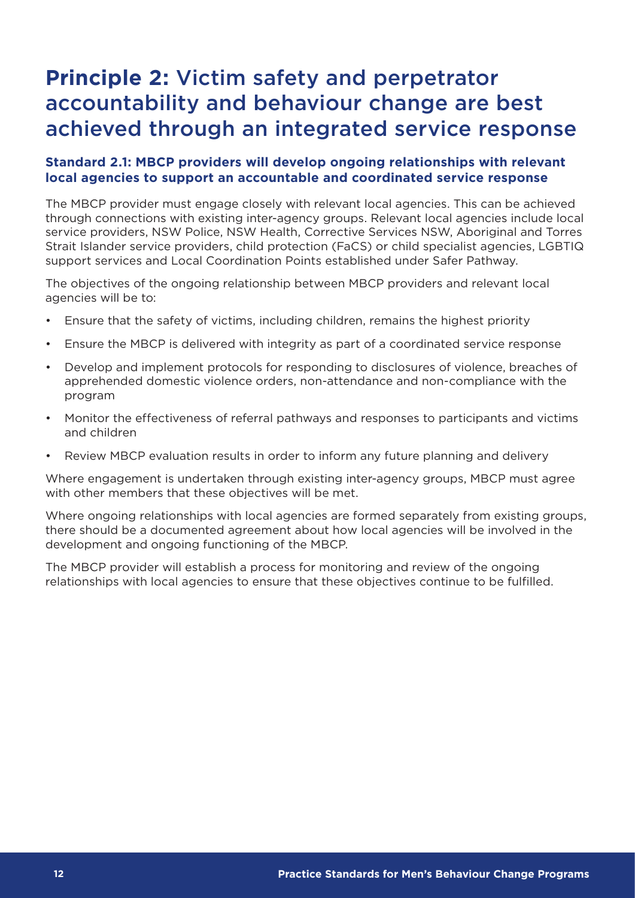# **Principle 2:** Victim safety and perpetrator accountability and behaviour change are best achieved through an integrated service response

### Standard 2.1: MBCP providers will develop ongoing relationships with relevant local agencies to support an accountable and coordinated service response

The MBCP provider must engage closely with relevant local agencies. This can be achieved through connections with existing inter-agency groups. Relevant local agencies include local service providers, NSW Police, NSW Health, Corrective Services NSW, Aboriginal and Torres Strait Islander service providers, child protection (FaCS) or child specialist agencies, LGBTIQ support services and Local Coordination Points established under Safer Pathway.

The objectives of the ongoing relationship between MBCP providers and relevant local agencies will be to:

- Ensure that the safety of victims, including children, remains the highest priority
- Ensure the MBCP is delivered with integrity as part of a coordinated service response
- Develop and implement protocols for responding to disclosures of violence, breaches of apprehended domestic violence orders, non-attendance and non-compliance with the program
- Monitor the effectiveness of referral pathways and responses to participants and victims and children
- Review MBCP evaluation results in order to inform any future planning and delivery

Where engagement is undertaken through existing inter-agency groups, MBCP must agree with other members that these objectives will be met.

Where ongoing relationships with local agencies are formed separately from existing groups, there should be a documented agreement about how local agencies will be involved in the development and ongoing functioning of the MBCP.

The MBCP provider will establish a process for monitoring and review of the ongoing relationships with local agencies to ensure that these objectives continue to be fulfilled.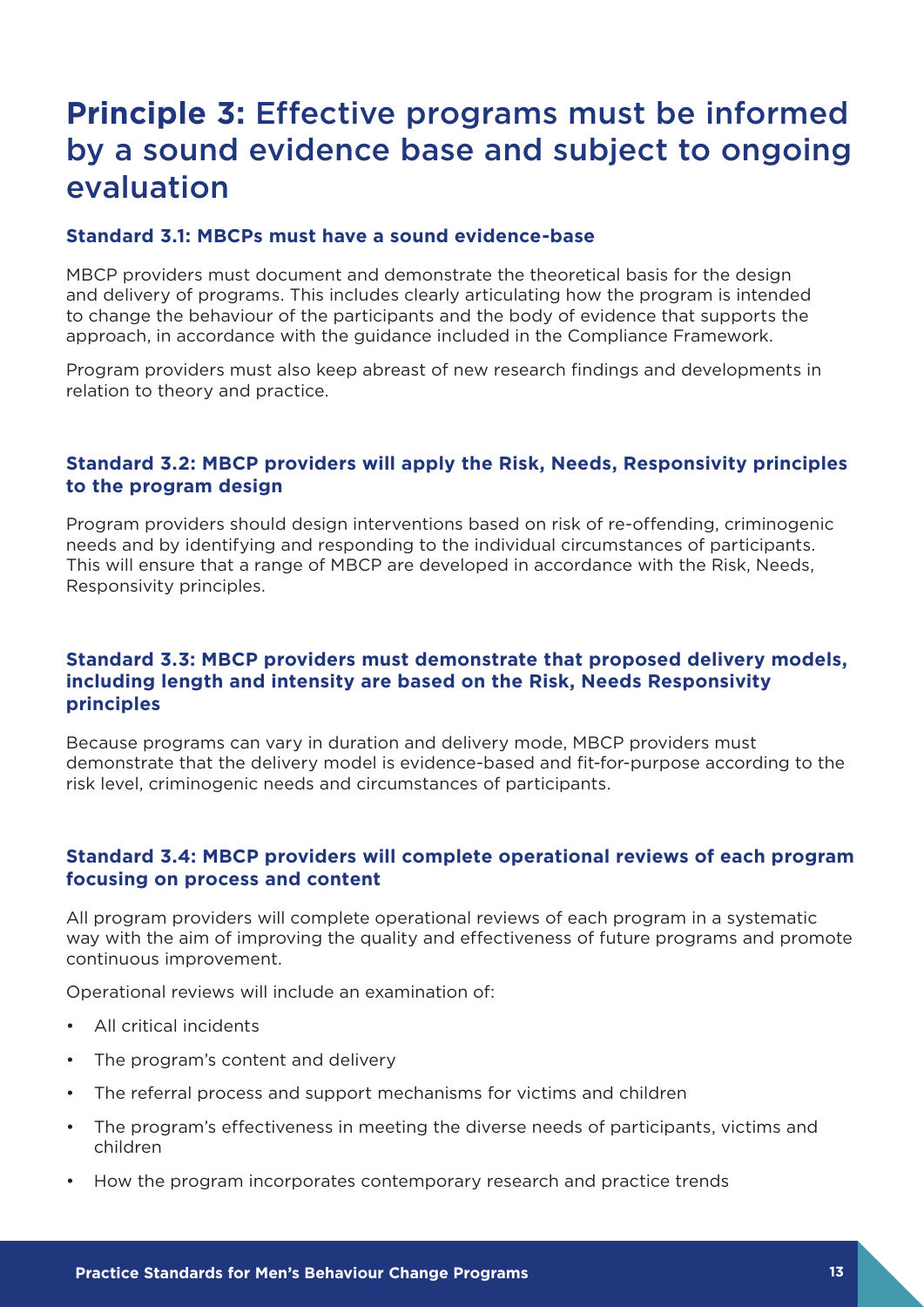# **Principle 3:** Effective programs must be informed by a sound evidence base and subject to ongoing evaluation

### Standard 3.1: MBCPs must have a sound evidence-base

MBCP providers must document and demonstrate the theoretical basis for the design and delivery of programs. This includes clearly articulating how the program is intended to change the behaviour of the participants and the body of evidence that supports the approach, in accordance with the guidance included in the Compliance Framework.

Program providers must also keep abreast of new research findings and developments in relation to theory and practice.

### Standard 3.2: MBCP providers will apply the Risk, Needs, Responsivity principles to the program design

Program providers should design interventions based on risk of re-offending, criminogenic needs and by identifying and responding to the individual circumstances of participants. This will ensure that a range of MBCP are developed in accordance with the Risk, Needs, Responsivity principles.

### Standard 3.3: MBCP providers must demonstrate that proposed delivery models, including length and intensity are based on the Risk, Needs Responsivity principles

Because programs can vary in duration and delivery mode, MBCP providers must demonstrate that the delivery model is evidence-based and fit-for-purpose according to the risk level, criminogenic needs and circumstances of participants.

### Standard 3.4: MBCP providers will complete operational reviews of each program focusing on process and content

All program providers will complete operational reviews of each program in a systematic way with the aim of improving the quality and effectiveness of future programs and promote continuous improvement.

Operational reviews will include an examination of:

- All critical incidents
- The program's content and delivery
- The referral process and support mechanisms for victims and children
- The program's effectiveness in meeting the diverse needs of participants, victims and children
- How the program incorporates contemporary research and practice trends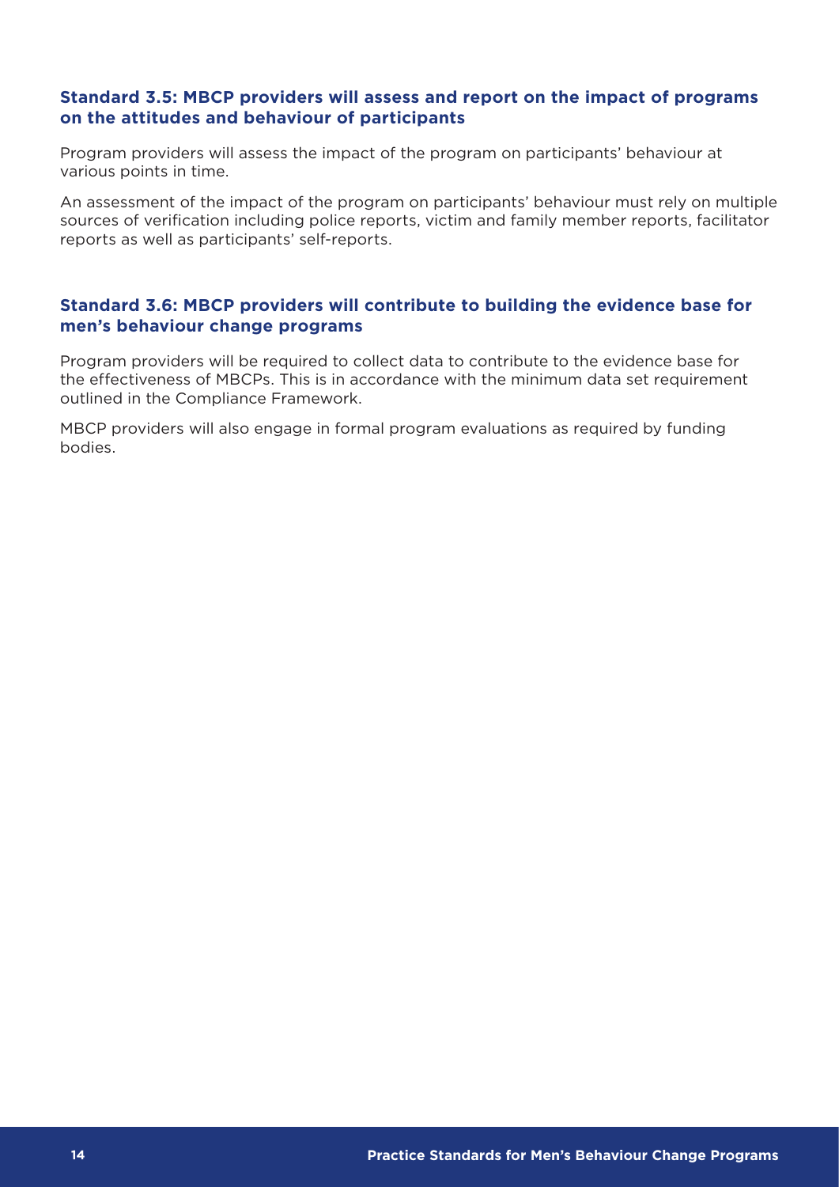### Standard 3.5: MBCP providers will assess and report on the impact of programs on the attitudes and behaviour of participants

Program providers will assess the impact of the program on participants' behaviour at various points in time.

An assessment of the impact of the program on participants' behaviour must rely on multiple sources of verification including police reports, victim and family member reports, facilitator reports as well as participants' self-reports.

### Standard 3.6: MBCP providers will contribute to building the evidence base for men's behaviour change programs

Program providers will be required to collect data to contribute to the evidence base for the effectiveness of MBCPs. This is in accordance with the minimum data set requirement outlined in the Compliance Framework.

MBCP providers will also engage in formal program evaluations as required by funding bodies.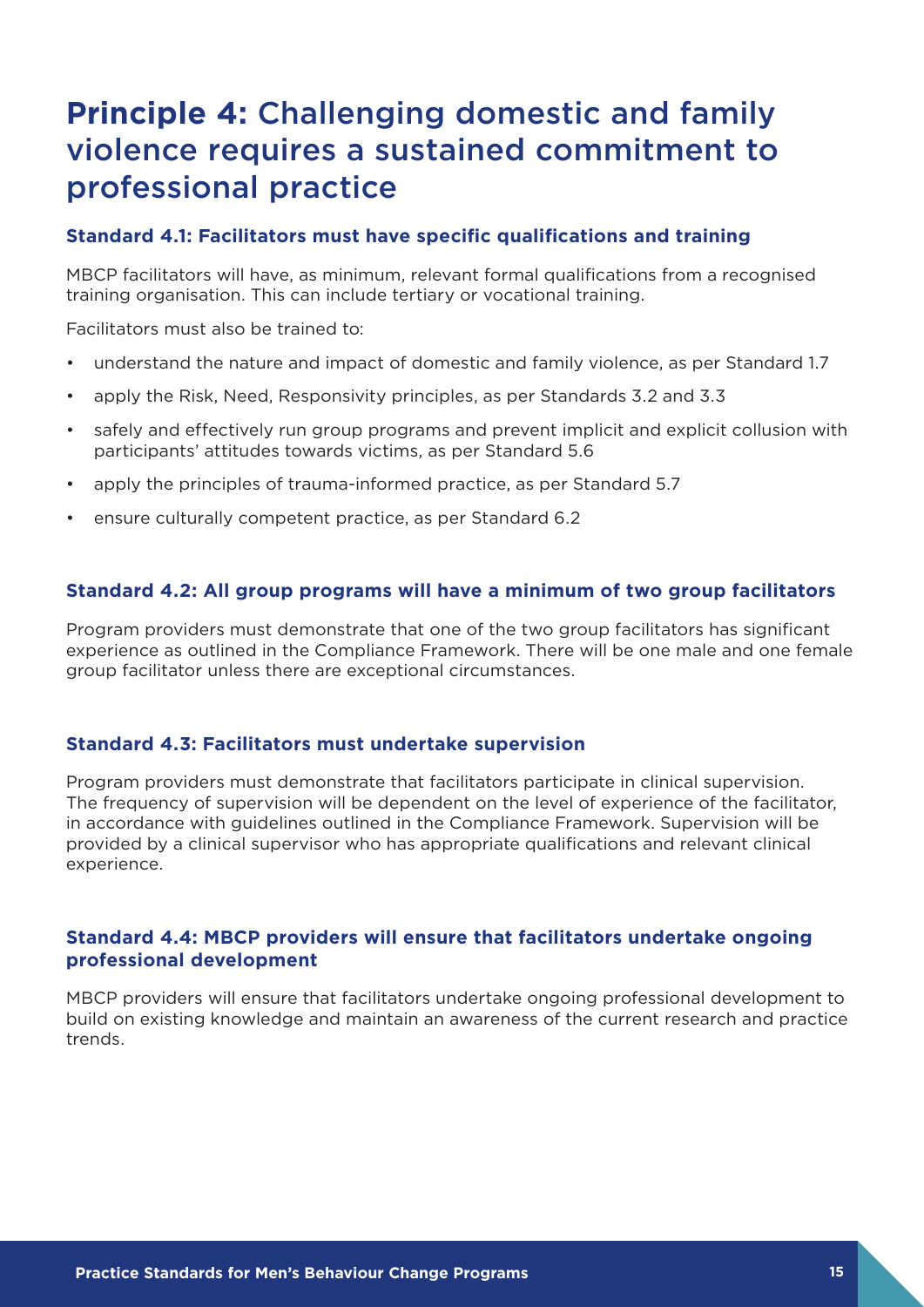# **Principle 4:** Challenging domestic and family violence requires a sustained commitment to professional practice

### Standard 4.1: Facilitators must have specific qualifications and training

MBCP facilitators will have, as minimum, relevant formal qualifications from a recognised training organisation. This can include tertiary or vocational training.

Facilitators must also be trained to:

- understand the nature and impact of domestic and family violence, as per Standard 1.7
- apply the Risk, Need, Responsivity principles, as per Standards 3.2 and 3.3
- safely and effectively run group programs and prevent implicit and explicit collusion with participants' attitudes towards victims, as per Standard 5.6
- apply the principles of trauma-informed practice, as per Standard 5.7
- ensure culturally competent practice, as per Standard 6.2

### Standard 4.2: All group programs will have a minimum of two group facilitators

Program providers must demonstrate that one of the two group facilitators has significant experience as outlined in the Compliance Framework. There will be one male and one female group facilitator unless there are exceptional circumstances.

### Standard 4.3: Facilitators must undertake supervision

Program providers must demonstrate that facilitators participate in clinical supervision. The frequency of supervision will be dependent on the level of experience of the facilitator, in accordance with guidelines outlined in the Compliance Framework. Supervision will be provided by a clinical supervisor who has appropriate qualifications and relevant clinical experience.

### Standard 4.4: MBCP providers will ensure that facilitators undertake ongoing professional development

MBCP providers will ensure that facilitators undertake ongoing professional development to build on existing knowledge and maintain an awareness of the current research and practice trends.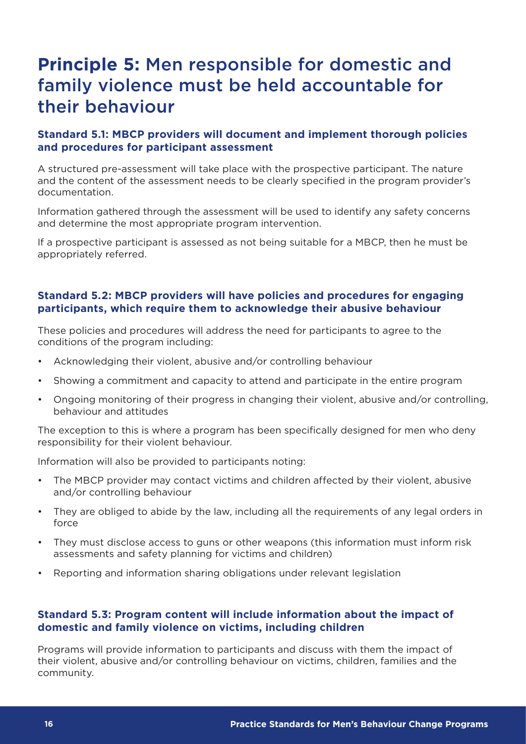# **Principle 5:** Men responsible for domestic and family violence must be held accountable for their behaviour

### Standard 5.1: MBCP providers will document and implement thorough policies and procedures for participant assessment

A structured pre-assessment will take place with the prospective participant. The nature and the content of the assessment needs to be clearly specified in the program provider's documentation.

Information gathered through the assessment will be used to identify any safety concerns and determine the most appropriate program intervention.

If a prospective participant is assessed as not being suitable for a MBCP, then he must be appropriately referred.

### Standard 5.2: MBCP providers will have policies and procedures for engaging participants, which require them to acknowledge their abusive behaviour

These policies and procedures will address the need for participants to agree to the conditions of the program including:

- Acknowledging their violent, abusive and/or controlling behaviour
- Showing a commitment and capacity to attend and participate in the entire program
- Ongoing monitoring of their progress in changing their violent, abusive and/or controlling, behaviour and attitudes

The exception to this is where a program has been specifically designed for men who deny responsibility for their violent behaviour.

Information will also be provided to participants noting:

- The MBCP provider may contact victims and children affected by their violent, abusive and/or controlling behaviour
- They are obliged to abide by the law, including all the requirements of any legal orders in force
- They must disclose access to guns or other weapons (this information must inform risk assessments and safety planning for victims and children)
- Reporting and information sharing obligations under relevant legislation

### Standard 5.3: Program content will include information about the impact of domestic and family violence on victims, including children

Programs will provide information to participants and discuss with them the impact of their violent, abusive and/or controlling behaviour on victims, children, families and the community.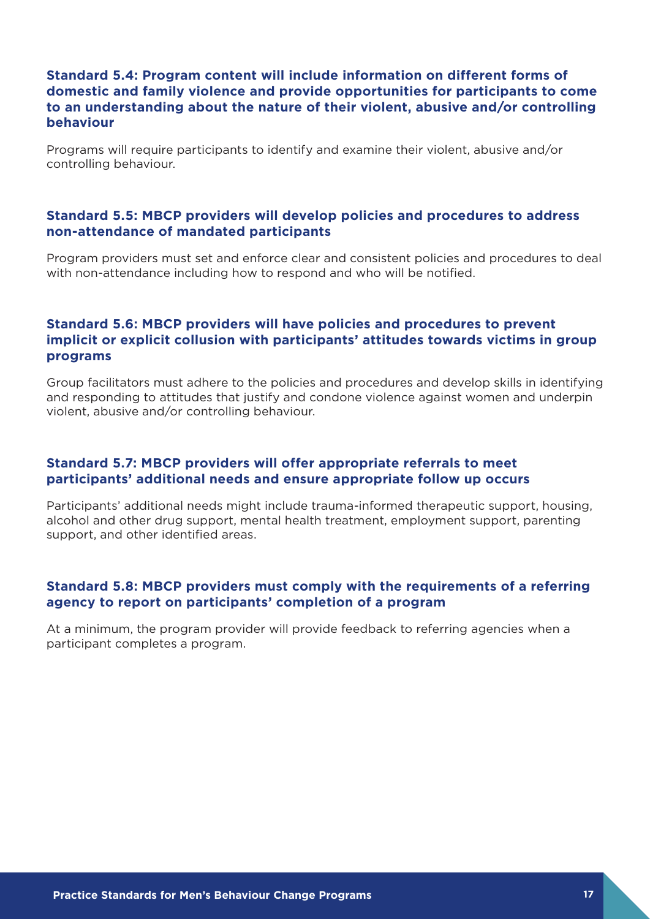### Standard 5.4: Program content will include information on different forms of domestic and family violence and provide opportunities for participants to come to an understanding about the nature of their violent, abusive and/or controlling behaviour

Programs will require participants to identify and examine their violent, abusive and/or controlling behaviour.

### Standard 5.5: MBCP providers will develop policies and procedures to address non-attendance of mandated participants

Program providers must set and enforce clear and consistent policies and procedures to deal with non-attendance including how to respond and who will be notified.

### Standard 5.6: MBCP providers will have policies and procedures to prevent implicit or explicit collusion with participants' attitudes towards victims in group programs

Group facilitators must adhere to the policies and procedures and develop skills in identifying and responding to attitudes that justify and condone violence against women and underpin violent, abusive and/or controlling behaviour.

### Standard 5.7: MBCP providers will offer appropriate referrals to meet participants' additional needs and ensure appropriate follow up occurs

Participants' additional needs might include trauma-informed therapeutic support, housing, alcohol and other drug support, mental health treatment, employment support, parenting support, and other identified areas.

### Standard 5.8: MBCP providers must comply with the requirements of a referring agency to report on participants' completion of a program

At a minimum, the program provider will provide feedback to referring agencies when a participant completes a program.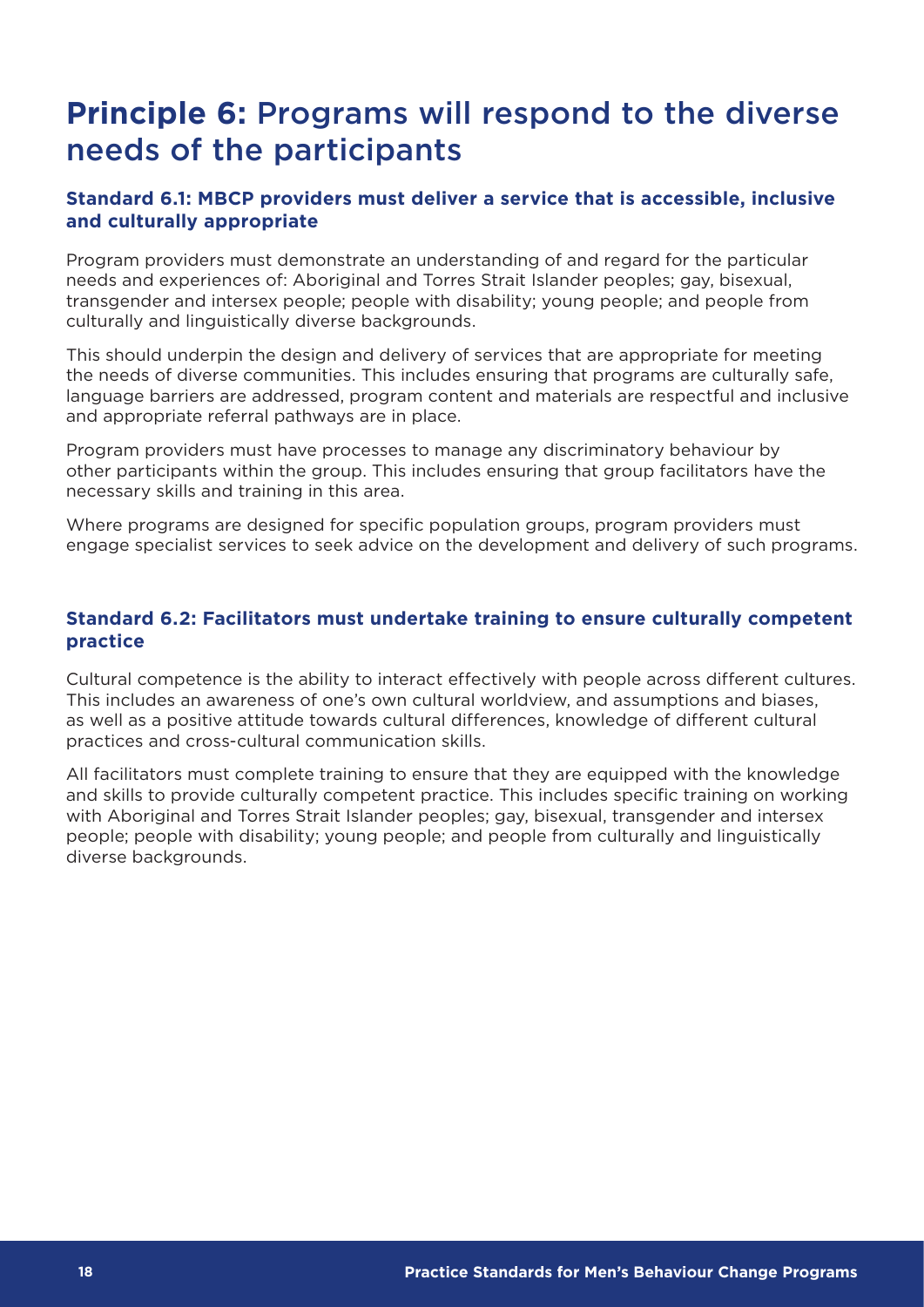# **Principle 6:** Programs will respond to the diverse needs of the participants

### Standard 6.1: MBCP providers must deliver a service that is accessible, inclusive and culturally appropriate

Program providers must demonstrate an understanding of and regard for the particular needs and experiences of: Aboriginal and Torres Strait Islander peoples; gay, bisexual, transgender and intersex people; people with disability; young people; and people from culturally and linguistically diverse backgrounds.

This should underpin the design and delivery of services that are appropriate for meeting the needs of diverse communities. This includes ensuring that programs are culturally safe, language barriers are addressed, program content and materials are respectful and inclusive and appropriate referral pathways are in place.

Program providers must have processes to manage any discriminatory behaviour by other participants within the group. This includes ensuring that group facilitators have the necessary skills and training in this area.

Where programs are designed for specific population groups, program providers must engage specialist services to seek advice on the development and delivery of such programs.

### Standard 6.2: Facilitators must undertake training to ensure culturally competent practice

Cultural competence is the ability to interact effectively with people across different cultures. This includes an awareness of one's own cultural worldview, and assumptions and biases, as well as a positive attitude towards cultural differences, knowledge of different cultural practices and cross-cultural communication skills.

All facilitators must complete training to ensure that they are equipped with the knowledge and skills to provide culturally competent practice. This includes specific training on working with Aboriginal and Torres Strait Islander peoples; gay, bisexual, transgender and intersex people; people with disability; young people; and people from culturally and linguistically diverse backgrounds.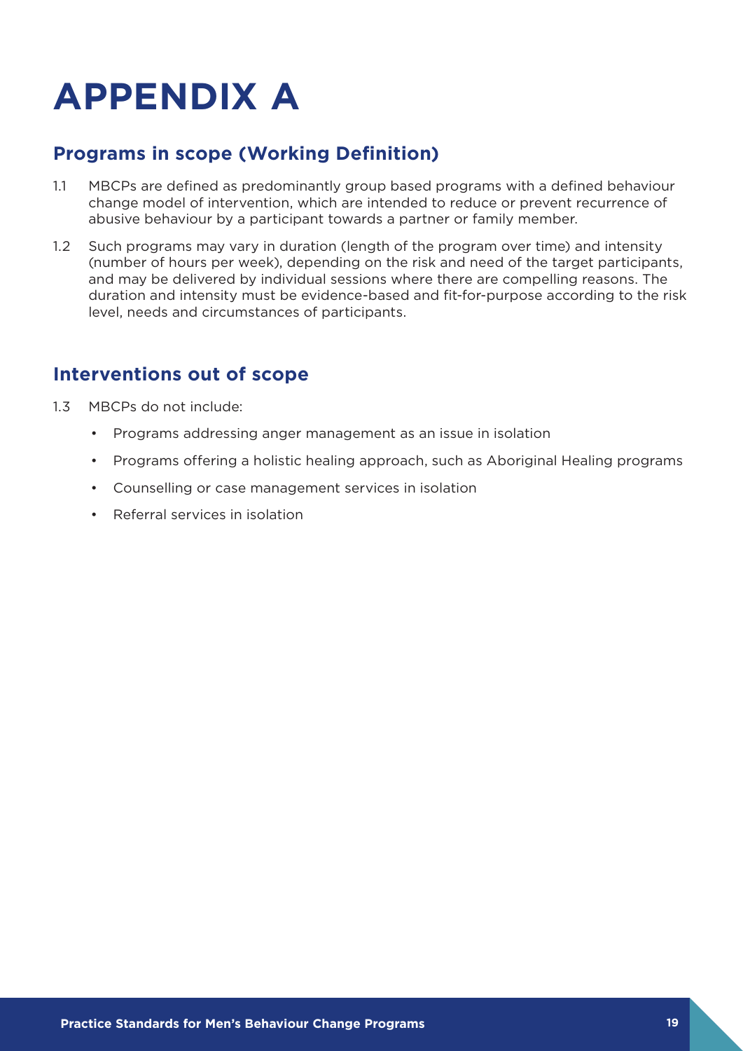# APPENDIX A

## Programs in scope (Working Definition)

1.1 MBCPs are defined as predominantly group based programs with a defined behaviour change model of intervention, which are intended to reduce or prevent recurrence of abusive behaviour by a participant towards a partner or family member.

1.2 Such programs may vary in duration (length of the program over time) and intensity (number of hours per week), depending on the risk and need of the target participants, and may be delivered by individual sessions where there are compelling reasons. The duration and intensity must be evidence-based and fit-for-purpose according to the risk level, needs and circumstances of participants.

## Interventions out of scope

1.3 MBCPs do not include:

- Programs addressing anger management as an issue in isolation
- Programs offering a holistic healing approach, such as Aboriginal Healing programs
- Counselling or case management services in isolation
- Referral services in isolation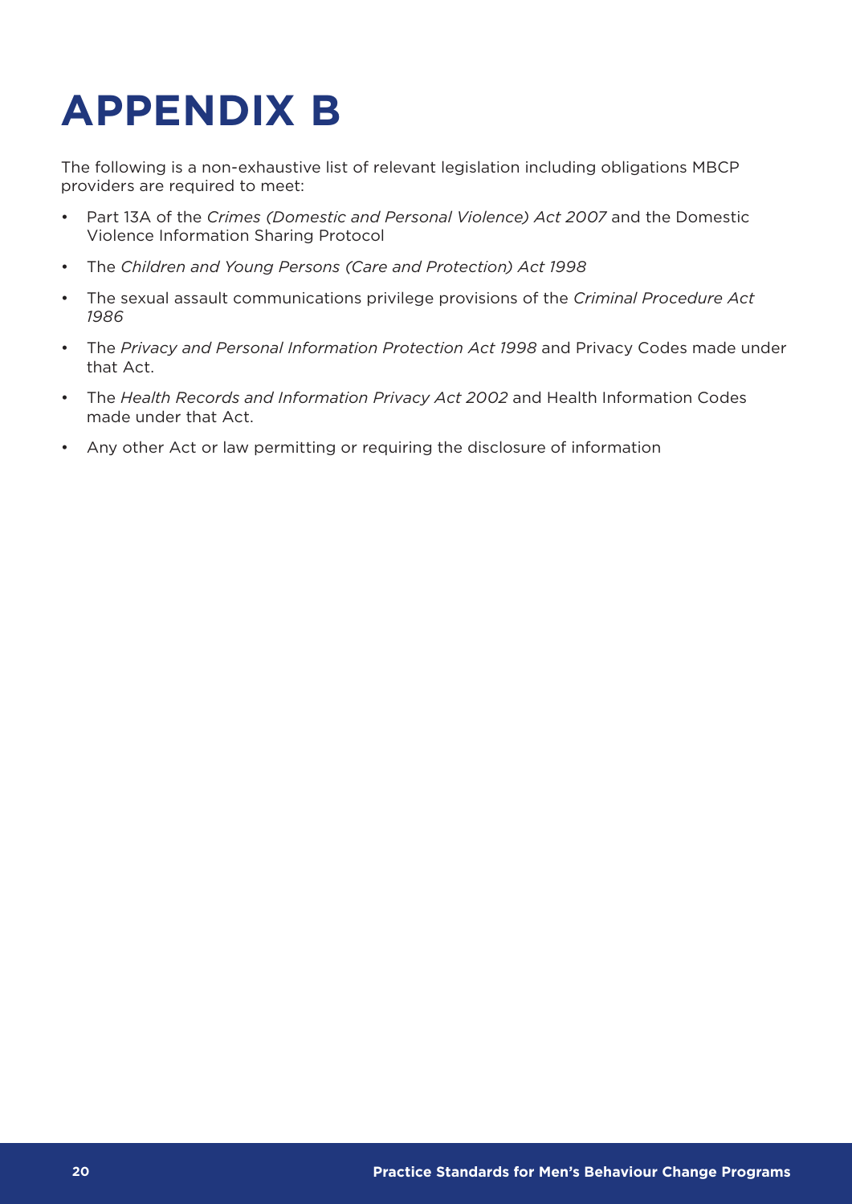# APPENDIX B

The following is a non-exhaustive list of relevant legislation including obligations MBCP providers are required to meet:

- Part 13A of the *Crimes (Domestic and Personal Violence) Act 2007* and the Domestic Violence Information Sharing Protocol
- The *Children and Young Persons (Care and Protection) Act 1998*
- The sexual assault communications privilege provisions of the *Criminal Procedure Act 1986*
- The *Privacy and Personal Information Protection Act 1998* and Privacy Codes made under that Act.
- The *Health Records and Information Privacy Act 2002* and Health Information Codes made under that Act.
- Any other Act or law permitting or requiring the disclosure of information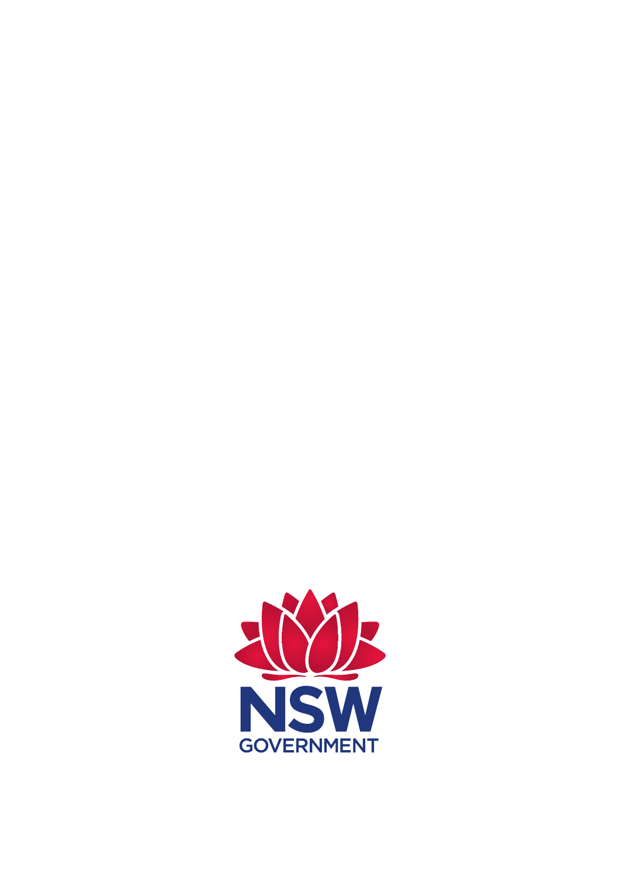NSW
GOVERNMENT